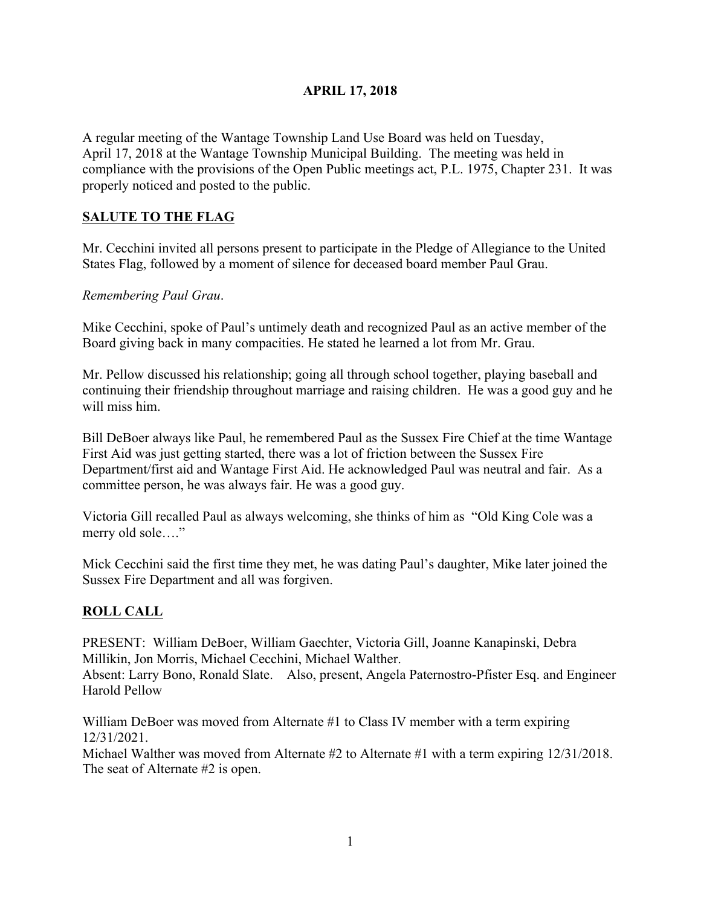**APRIL 17, 2018**

A regular meeting of the Wantage Township Land Use Board was held on Tuesday, April 17, 2018 at the Wantage Township Municipal Building. The meeting was held in compliance with the provisions of the Open Public meetings act, P.L. 1975, Chapter 231. It was properly noticed and posted to the public.

## SALUTE TO THE FLAG

Mr. Cecchini invited all persons present to participate in the Pledge of Allegiance to the United States Flag, followed by a moment of silence for deceased board member Paul Grau.

*Remembering Paul Grau*.

Mike Cecchini, spoke of Paul's untimely death and recognized Paul as an active member of the Board giving back in many compacities. He stated he learned a lot from Mr. Grau.

Mr. Pellow discussed his relationship; going all through school together, playing baseball and continuing their friendship throughout marriage and raising children. He was a good guy and he will miss him.

Bill DeBoer always like Paul, he remembered Paul as the Sussex Fire Chief at the time Wantage First Aid was just getting started, there was a lot of friction between the Sussex Fire Department/first aid and Wantage First Aid. He acknowledged Paul was neutral and fair. As a committee person, he was always fair. He was a good guy.

Victoria Gill recalled Paul as always welcoming, she thinks of him as "Old King Cole was a merry old sole…."

Mick Cecchini said the first time they met, he was dating Paul's daughter, Mike later joined the Sussex Fire Department and all was forgiven.

## ROLL CALL

PRESENT: William DeBoer, William Gaechter, Victoria Gill, Joanne Kanapinski, Debra Millikin, Jon Morris, Michael Cecchini, Michael Walther.
Absent: Larry Bono, Ronald Slate. Also, present, Angela Paternostro-Pfister Esq. and Engineer Harold Pellow

William DeBoer was moved from Alternate #1 to Class IV member with a term expiring 12/31/2021.
Michael Walther was moved from Alternate #2 to Alternate #1 with a term expiring 12/31/2018. The seat of Alternate #2 is open.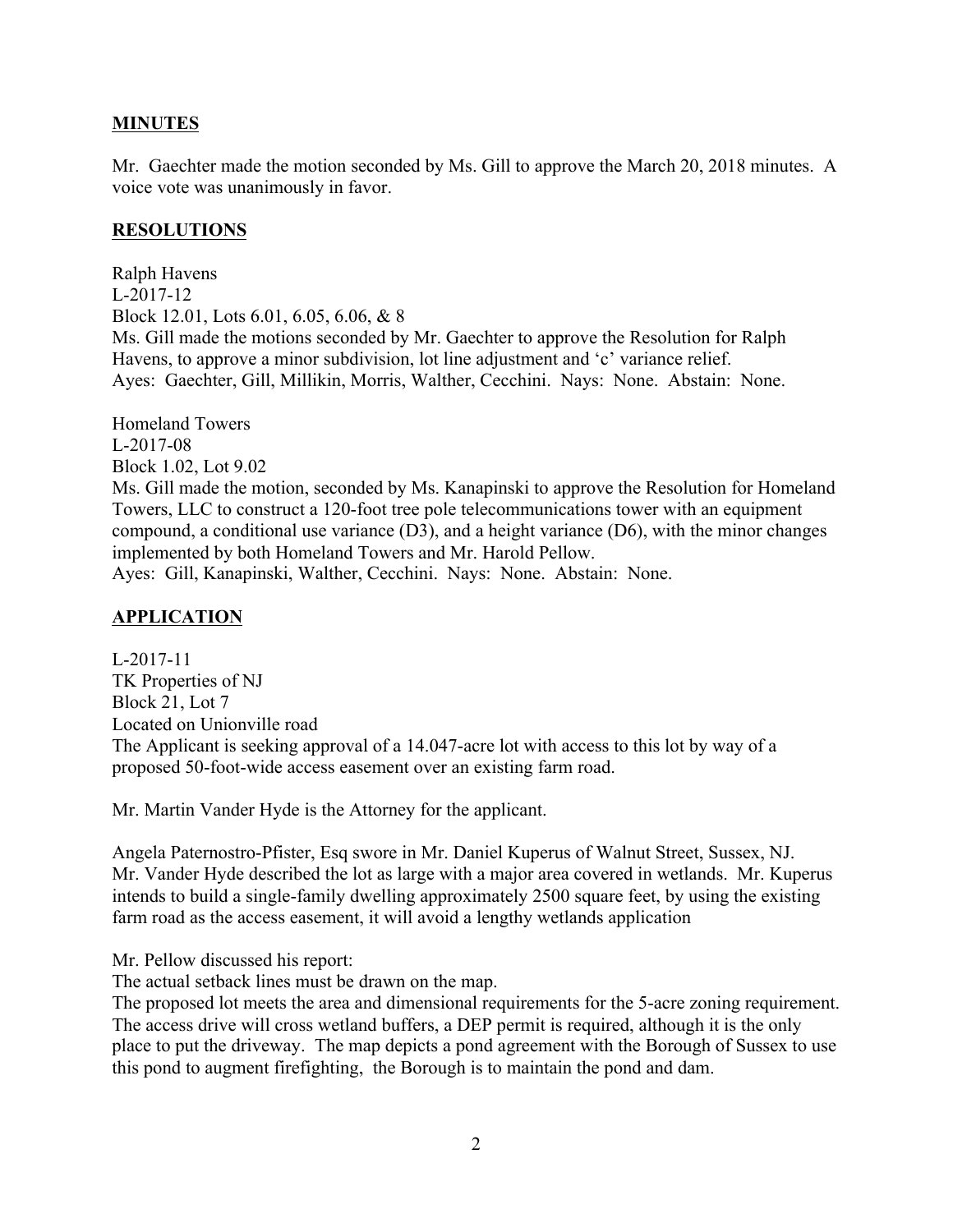## MINUTES

Mr. Gaechter made the motion seconded by Ms. Gill to approve the March 20, 2018 minutes. A voice vote was unanimously in favor.

## RESOLUTIONS

Ralph Havens
L-2017-12
Block 12.01, Lots 6.01, 6.05, 6.06, & 8
Ms. Gill made the motions seconded by Mr. Gaechter to approve the Resolution for Ralph Havens, to approve a minor subdivision, lot line adjustment and 'c' variance relief.
Ayes: Gaechter, Gill, Millikin, Morris, Walther, Cecchini. Nays: None. Abstain: None.

Homeland Towers
L-2017-08
Block 1.02, Lot 9.02
Ms. Gill made the motion, seconded by Ms. Kanapinski to approve the Resolution for Homeland Towers, LLC to construct a 120-foot tree pole telecommunications tower with an equipment compound, a conditional use variance (D3), and a height variance (D6), with the minor changes implemented by both Homeland Towers and Mr. Harold Pellow.
Ayes: Gill, Kanapinski, Walther, Cecchini. Nays: None. Abstain: None.

## APPLICATION

L-2017-11
TK Properties of NJ
Block 21, Lot 7
Located on Unionville road
The Applicant is seeking approval of a 14.047-acre lot with access to this lot by way of a proposed 50-foot-wide access easement over an existing farm road.

Mr. Martin Vander Hyde is the Attorney for the applicant.

Angela Paternostro-Pfister, Esq swore in Mr. Daniel Kuperus of Walnut Street, Sussex, NJ. Mr. Vander Hyde described the lot as large with a major area covered in wetlands. Mr. Kuperus intends to build a single-family dwelling approximately 2500 square feet, by using the existing farm road as the access easement, it will avoid a lengthy wetlands application

Mr. Pellow discussed his report:
The actual setback lines must be drawn on the map.
The proposed lot meets the area and dimensional requirements for the 5-acre zoning requirement. The access drive will cross wetland buffers, a DEP permit is required, although it is the only place to put the driveway. The map depicts a pond agreement with the Borough of Sussex to use this pond to augment firefighting, the Borough is to maintain the pond and dam.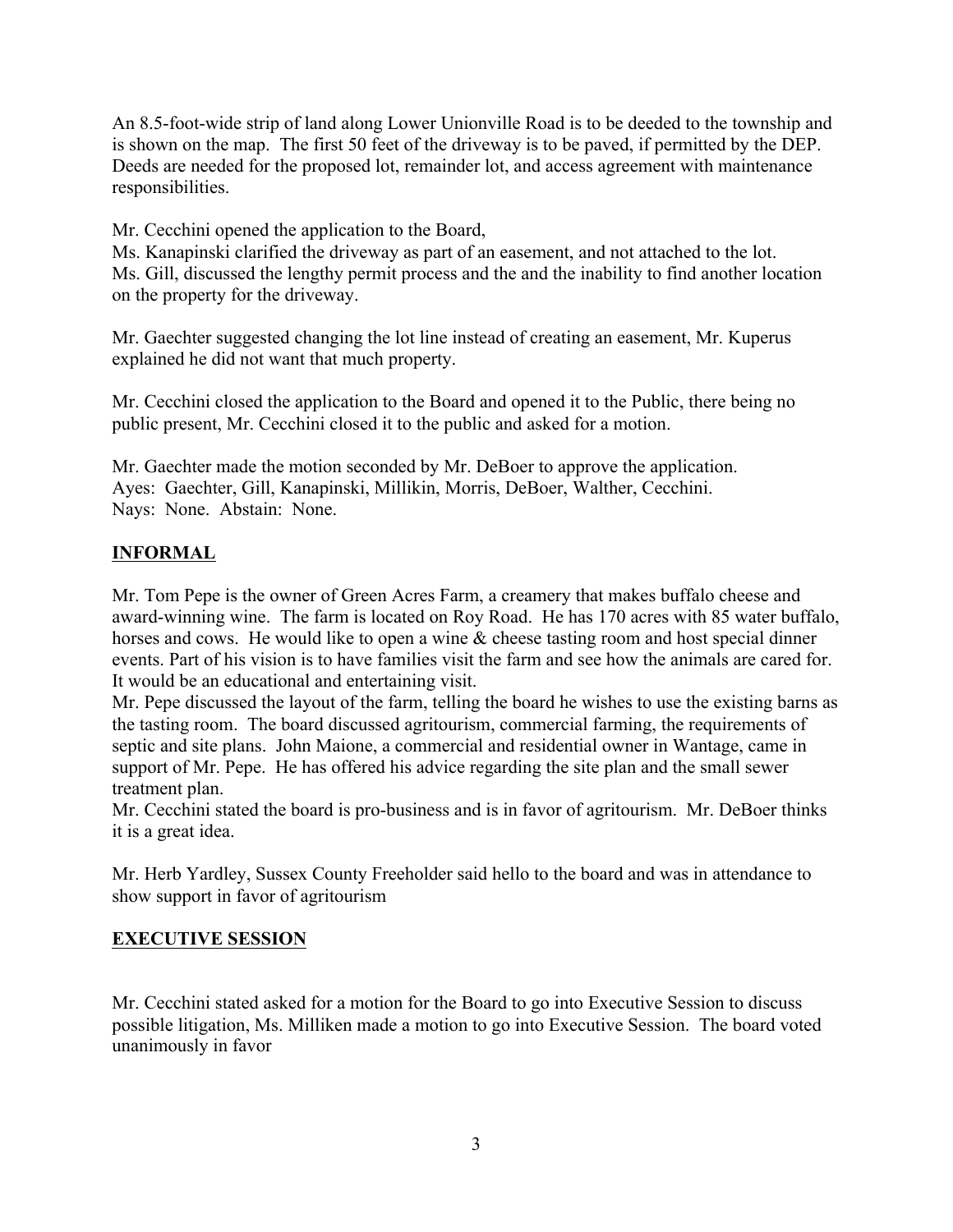An 8.5-foot-wide strip of land along Lower Unionville Road is to be deeded to the township and is shown on the map. The first 50 feet of the driveway is to be paved, if permitted by the DEP. Deeds are needed for the proposed lot, remainder lot, and access agreement with maintenance responsibilities.

Mr. Cecchini opened the application to the Board,
Ms. Kanapinski clarified the driveway as part of an easement, and not attached to the lot.
Ms. Gill, discussed the lengthy permit process and the and the inability to find another location on the property for the driveway.

Mr. Gaechter suggested changing the lot line instead of creating an easement, Mr. Kuperus explained he did not want that much property.

Mr. Cecchini closed the application to the Board and opened it to the Public, there being no public present, Mr. Cecchini closed it to the public and asked for a motion.

Mr. Gaechter made the motion seconded by Mr. DeBoer to approve the application.
Ayes: Gaechter, Gill, Kanapinski, Millikin, Morris, DeBoer, Walther, Cecchini.
Nays: None. Abstain: None.

## INFORMAL

Mr. Tom Pepe is the owner of Green Acres Farm, a creamery that makes buffalo cheese and award-winning wine. The farm is located on Roy Road. He has 170 acres with 85 water buffalo, horses and cows. He would like to open a wine & cheese tasting room and host special dinner events. Part of his vision is to have families visit the farm and see how the animals are cared for. It would be an educational and entertaining visit.
Mr. Pepe discussed the layout of the farm, telling the board he wishes to use the existing barns as the tasting room. The board discussed agritourism, commercial farming, the requirements of septic and site plans. John Maione, a commercial and residential owner in Wantage, came in support of Mr. Pepe. He has offered his advice regarding the site plan and the small sewer treatment plan.
Mr. Cecchini stated the board is pro-business and is in favor of agritourism. Mr. DeBoer thinks it is a great idea.

Mr. Herb Yardley, Sussex County Freeholder said hello to the board and was in attendance to show support in favor of agritourism

## EXECUTIVE SESSION

Mr. Cecchini stated asked for a motion for the Board to go into Executive Session to discuss possible litigation, Ms. Milliken made a motion to go into Executive Session. The board voted unanimously in favor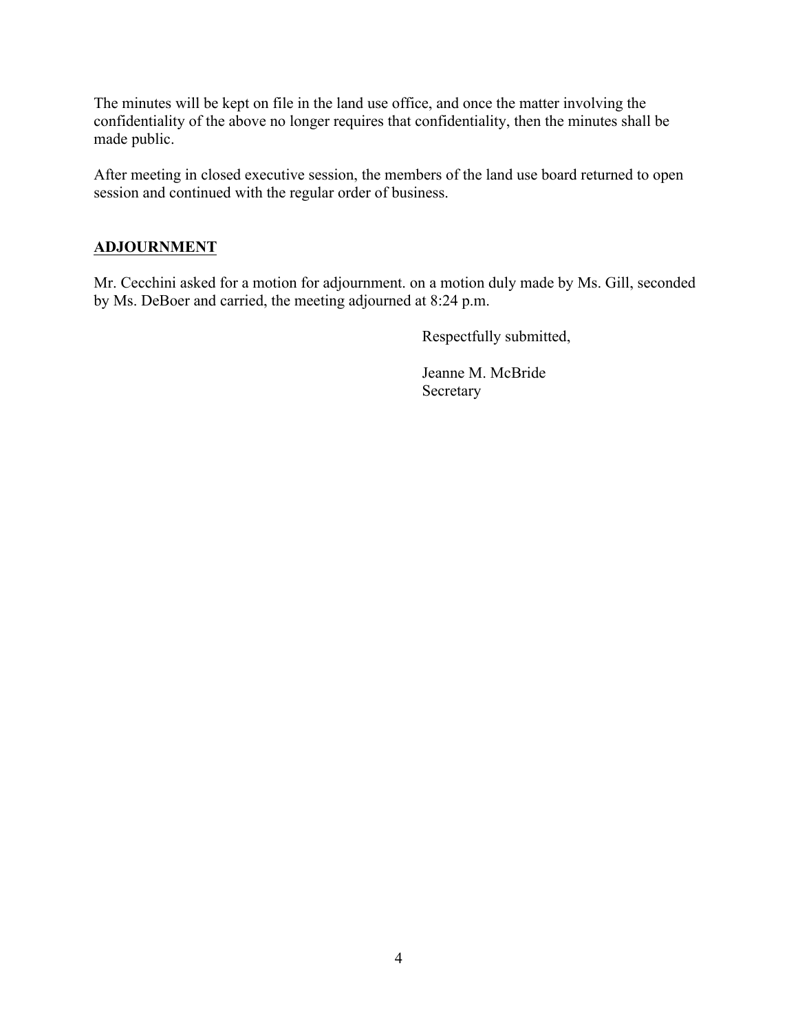The minutes will be kept on file in the land use office, and once the matter involving the confidentiality of the above no longer requires that confidentiality, then the minutes shall be made public.

After meeting in closed executive session, the members of the land use board returned to open session and continued with the regular order of business.

## ADJOURNMENT

Mr. Cecchini asked for a motion for adjournment. on a motion duly made by Ms. Gill, seconded by Ms. DeBoer and carried, the meeting adjourned at 8:24 p.m.

Respectfully submitted,

Jeanne M. McBride
Secretary